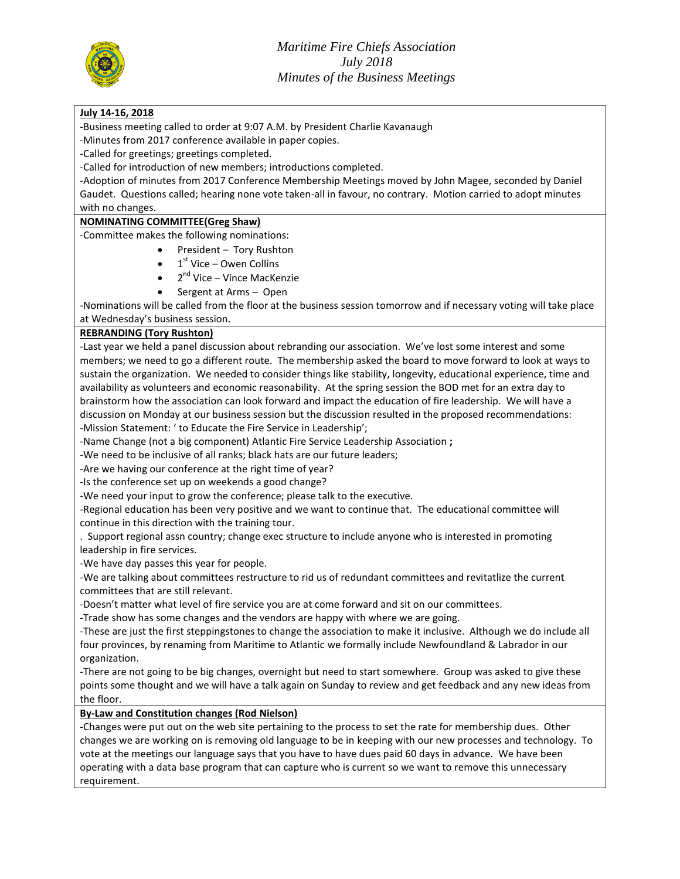*Maritime Fire Chiefs Association*
*July 2018*
*Minutes of the Business Meetings*

**July 14-16, 2018**

-Business meeting called to order at 9:07 A.M. by President Charlie Kavanaugh

-Minutes from 2017 conference available in paper copies.

-Called for greetings; greetings completed.

-Called for introduction of new members; introductions completed.

-Adoption of minutes from 2017 Conference Membership Meetings moved by John Magee, seconded by Daniel Gaudet. Questions called; hearing none vote taken-all in favour, no contrary. Motion carried to adopt minutes with no changes.

**NOMINATING COMMITTEE(Greg Shaw)**

-Committee makes the following nominations:

- President – Tory Rushton
- 1st Vice – Owen Collins
- 2nd Vice – Vince MacKenzie
- Sergent at Arms – Open

-Nominations will be called from the floor at the business session tomorrow and if necessary voting will take place at Wednesday's business session.

**REBRANDING (Tory Rushton)**

-Last year we held a panel discussion about rebranding our association. We've lost some interest and some members; we need to go a different route. The membership asked the board to move forward to look at ways to sustain the organization. We needed to consider things like stability, longevity, educational experience, time and availability as volunteers and economic reasonability. At the spring session the BOD met for an extra day to brainstorm how the association can look forward and impact the education of fire leadership. We will have a discussion on Monday at our business session but the discussion resulted in the proposed recommendations:

-Mission Statement: ' to Educate the Fire Service in Leadership';

-Name Change (not a big component) Atlantic Fire Service Leadership Association **;**

-We need to be inclusive of all ranks; black hats are our future leaders;

-Are we having our conference at the right time of year?

-Is the conference set up on weekends a good change?

-We need your input to grow the conference; please talk to the executive.

-Regional education has been very positive and we want to continue that. The educational committee will continue in this direction with the training tour.

. Support regional assn country; change exec structure to include anyone who is interested in promoting leadership in fire services.

-We have day passes this year for people.

-We are talking about committees restructure to rid us of redundant committees and revitatlize the current committees that are still relevant.

-Doesn't matter what level of fire service you are at come forward and sit on our committees.

-Trade show has some changes and the vendors are happy with where we are going.

-These are just the first steppingstones to change the association to make it inclusive. Although we do include all four provinces, by renaming from Maritime to Atlantic we formally include Newfoundland & Labrador in our organization.

-There are not going to be big changes, overnight but need to start somewhere. Group was asked to give these points some thought and we will have a talk again on Sunday to review and get feedback and any new ideas from the floor.

**By-Law and Constitution changes (Rod Nielson)**

-Changes were put out on the web site pertaining to the process to set the rate for membership dues. Other changes we are working on is removing old language to be in keeping with our new processes and technology. To vote at the meetings our language says that you have to have dues paid 60 days in advance. We have been operating with a data base program that can capture who is current so we want to remove this unnecessary requirement.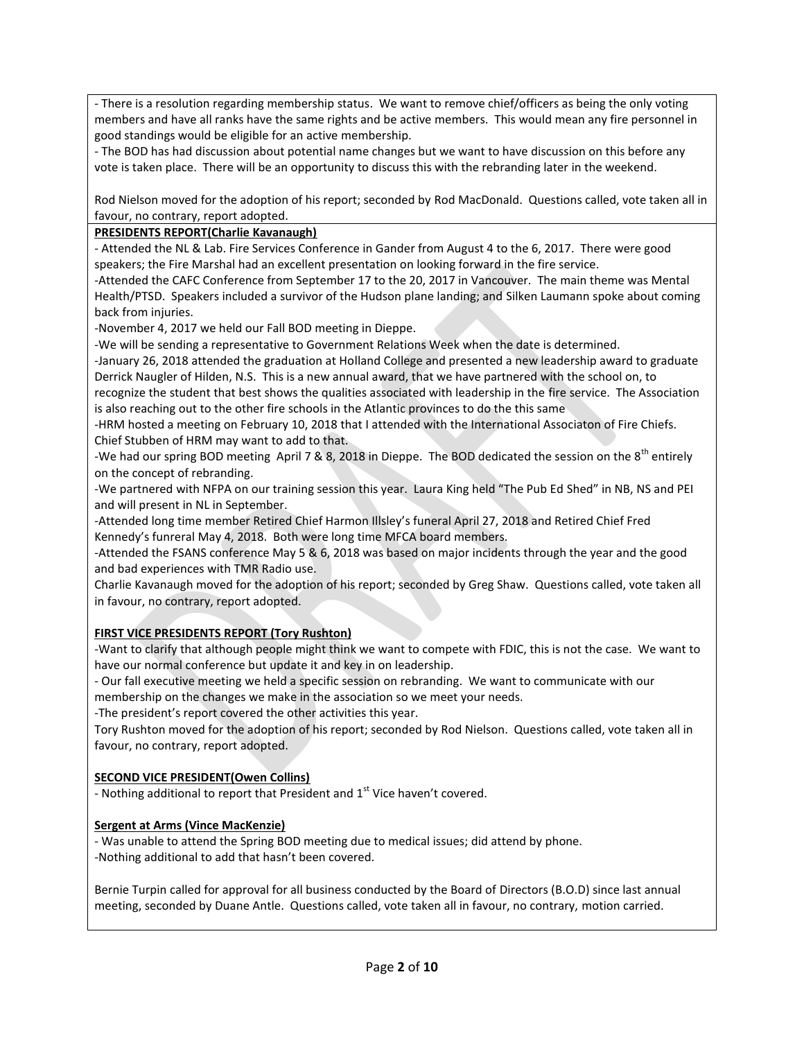- There is a resolution regarding membership status. We want to remove chief/officers as being the only voting members and have all ranks have the same rights and be active members. This would mean any fire personnel in good standings would be eligible for an active membership.
- The BOD has had discussion about potential name changes but we want to have discussion on this before any vote is taken place. There will be an opportunity to discuss this with the rebranding later in the weekend.

Rod Nielson moved for the adoption of his report; seconded by Rod MacDonald. Questions called, vote taken all in favour, no contrary, report adopted.

**PRESIDENTS REPORT(Charlie Kavanaugh)**

- Attended the NL & Lab. Fire Services Conference in Gander from August 4 to the 6, 2017. There were good speakers; the Fire Marshal had an excellent presentation on looking forward in the fire service.
-Attended the CAFC Conference from September 17 to the 20, 2017 in Vancouver. The main theme was Mental Health/PTSD. Speakers included a survivor of the Hudson plane landing; and Silken Laumann spoke about coming back from injuries.
-November 4, 2017 we held our Fall BOD meeting in Dieppe.
-We will be sending a representative to Government Relations Week when the date is determined.
-January 26, 2018 attended the graduation at Holland College and presented a new leadership award to graduate Derrick Naugler of Hilden, N.S. This is a new annual award, that we have partnered with the school on, to recognize the student that best shows the qualities associated with leadership in the fire service. The Association is also reaching out to the other fire schools in the Atlantic provinces to do the this same
-HRM hosted a meeting on February 10, 2018 that I attended with the International Associaton of Fire Chiefs. Chief Stubben of HRM may want to add to that.
-We had our spring BOD meeting April 7 & 8, 2018 in Dieppe. The BOD dedicated the session on the 8th entirely on the concept of rebranding.
-We partnered with NFPA on our training session this year. Laura King held "The Pub Ed Shed" in NB, NS and PEI and will present in NL in September.
-Attended long time member Retired Chief Harmon Illsley's funeral April 27, 2018 and Retired Chief Fred Kennedy's funreral May 4, 2018. Both were long time MFCA board members.
-Attended the FSANS conference May 5 & 6, 2018 was based on major incidents through the year and the good and bad experiences with TMR Radio use.

Charlie Kavanaugh moved for the adoption of his report; seconded by Greg Shaw. Questions called, vote taken all in favour, no contrary, report adopted.

**FIRST VICE PRESIDENTS REPORT (Tory Rushton)**

-Want to clarify that although people might think we want to compete with FDIC, this is not the case. We want to have our normal conference but update it and key in on leadership.
- Our fall executive meeting we held a specific session on rebranding. We want to communicate with our membership on the changes we make in the association so we meet your needs.
-The president's report covered the other activities this year.

Tory Rushton moved for the adoption of his report; seconded by Rod Nielson. Questions called, vote taken all in favour, no contrary, report adopted.

**SECOND VICE PRESIDENT(Owen Collins)**

- Nothing additional to report that President and 1st Vice haven't covered.

**Sergent at Arms (Vince MacKenzie)**

- Was unable to attend the Spring BOD meeting due to medical issues; did attend by phone.
-Nothing additional to add that hasn't been covered.

Bernie Turpin called for approval for all business conducted by the Board of Directors (B.O.D) since last annual meeting, seconded by Duane Antle. Questions called, vote taken all in favour, no contrary, motion carried.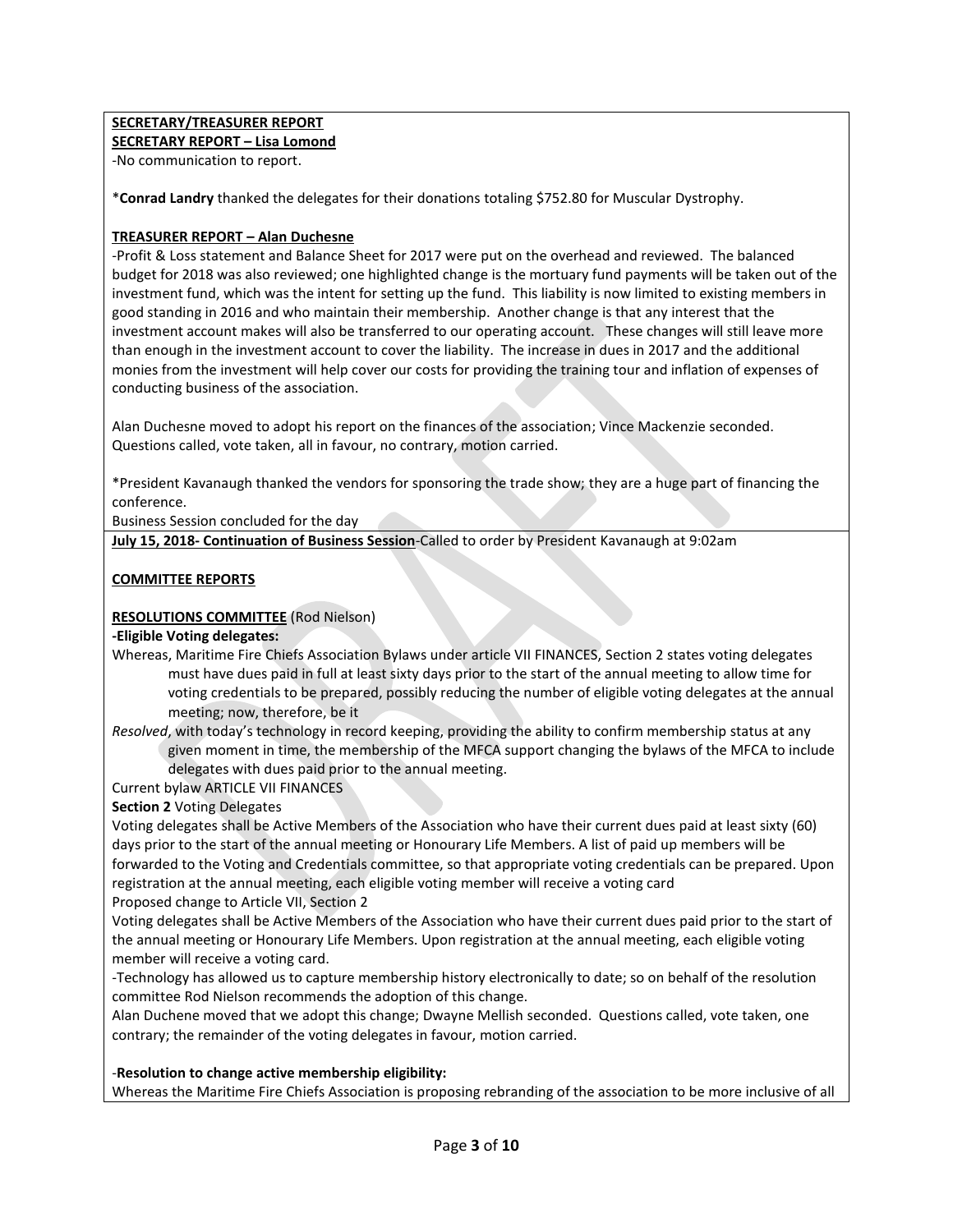**SECRETARY/TREASURER REPORT**

**SECRETARY REPORT – Lisa Lomond**

-No communication to report.

***Conrad Landry** thanked the delegates for their donations totaling $752.80 for Muscular Dystrophy.

**TREASURER REPORT – Alan Duchesne**

-Profit & Loss statement and Balance Sheet for 2017 were put on the overhead and reviewed. The balanced budget for 2018 was also reviewed; one highlighted change is the mortuary fund payments will be taken out of the investment fund, which was the intent for setting up the fund. This liability is now limited to existing members in good standing in 2016 and who maintain their membership. Another change is that any interest that the investment account makes will also be transferred to our operating account. These changes will still leave more than enough in the investment account to cover the liability. The increase in dues in 2017 and the additional monies from the investment will help cover our costs for providing the training tour and inflation of expenses of conducting business of the association.

Alan Duchesne moved to adopt his report on the finances of the association; Vince Mackenzie seconded. Questions called, vote taken, all in favour, no contrary, motion carried.

*President Kavanaugh thanked the vendors for sponsoring the trade show; they are a huge part of financing the conference.

Business Session concluded for the day

**July 15, 2018- Continuation of Business Session**-Called to order by President Kavanaugh at 9:02am

**COMMITTEE REPORTS**

**RESOLUTIONS COMMITTEE** (Rod Nielson)

**-Eligible Voting delegates:**

Whereas, Maritime Fire Chiefs Association Bylaws under article VII FINANCES, Section 2 states voting delegates must have dues paid in full at least sixty days prior to the start of the annual meeting to allow time for voting credentials to be prepared, possibly reducing the number of eligible voting delegates at the annual meeting; now, therefore, be it

*Resolved*, with today's technology in record keeping, providing the ability to confirm membership status at any given moment in time, the membership of the MFCA support changing the bylaws of the MFCA to include delegates with dues paid prior to the annual meeting.

Current bylaw ARTICLE VII FINANCES

**Section 2** Voting Delegates

Voting delegates shall be Active Members of the Association who have their current dues paid at least sixty (60) days prior to the start of the annual meeting or Honourary Life Members. A list of paid up members will be forwarded to the Voting and Credentials committee, so that appropriate voting credentials can be prepared. Upon registration at the annual meeting, each eligible voting member will receive a voting card

Proposed change to Article VII, Section 2

Voting delegates shall be Active Members of the Association who have their current dues paid prior to the start of the annual meeting or Honourary Life Members. Upon registration at the annual meeting, each eligible voting member will receive a voting card.

-Technology has allowed us to capture membership history electronically to date; so on behalf of the resolution committee Rod Nielson recommends the adoption of this change.

Alan Duchene moved that we adopt this change; Dwayne Mellish seconded. Questions called, vote taken, one contrary; the remainder of the voting delegates in favour, motion carried.

-**Resolution to change active membership eligibility:**

Whereas the Maritime Fire Chiefs Association is proposing rebranding of the association to be more inclusive of all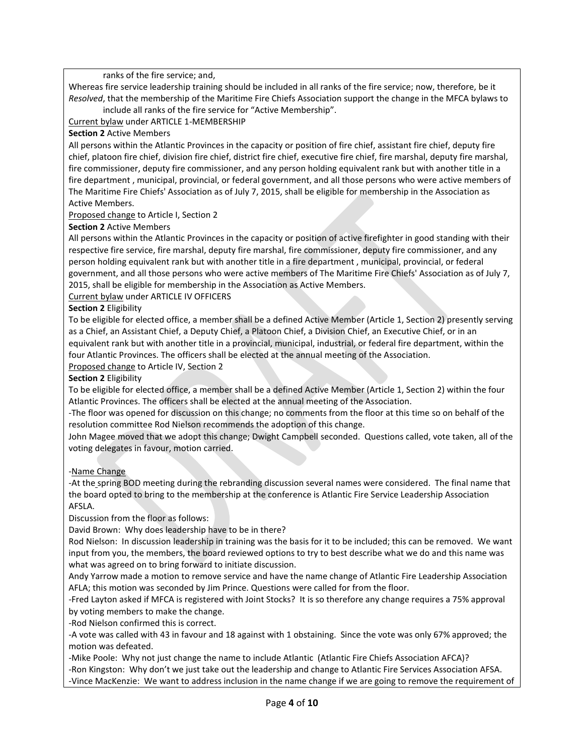ranks of the fire service; and,

Whereas fire service leadership training should be included in all ranks of the fire service; now, therefore, be it *Resolved*, that the membership of the Maritime Fire Chiefs Association support the change in the MFCA bylaws to include all ranks of the fire service for "Active Membership".

Current bylaw under ARTICLE 1-MEMBERSHIP

**Section 2** Active Members

All persons within the Atlantic Provinces in the capacity or position of fire chief, assistant fire chief, deputy fire chief, platoon fire chief, division fire chief, district fire chief, executive fire chief, fire marshal, deputy fire marshal, fire commissioner, deputy fire commissioner, and any person holding equivalent rank but with another title in a fire department , municipal, provincial, or federal government, and all those persons who were active members of The Maritime Fire Chiefs' Association as of July 7, 2015, shall be eligible for membership in the Association as Active Members.

Proposed change to Article I, Section 2

**Section 2** Active Members

All persons within the Atlantic Provinces in the capacity or position of active firefighter in good standing with their respective fire service, fire marshal, deputy fire marshal, fire commissioner, deputy fire commissioner, and any person holding equivalent rank but with another title in a fire department , municipal, provincial, or federal government, and all those persons who were active members of The Maritime Fire Chiefs' Association as of July 7, 2015, shall be eligible for membership in the Association as Active Members.

Current bylaw under ARTICLE IV OFFICERS

**Section 2** Eligibility

To be eligible for elected office, a member shall be a defined Active Member (Article 1, Section 2) presently serving as a Chief, an Assistant Chief, a Deputy Chief, a Platoon Chief, a Division Chief, an Executive Chief, or in an equivalent rank but with another title in a provincial, municipal, industrial, or federal fire department, within the four Atlantic Provinces. The officers shall be elected at the annual meeting of the Association.

Proposed change to Article IV, Section 2

**Section 2** Eligibility

To be eligible for elected office, a member shall be a defined Active Member (Article 1, Section 2) within the four Atlantic Provinces. The officers shall be elected at the annual meeting of the Association.

-The floor was opened for discussion on this change; no comments from the floor at this time so on behalf of the resolution committee Rod Nielson recommends the adoption of this change.

John Magee moved that we adopt this change; Dwight Campbell seconded. Questions called, vote taken, all of the voting delegates in favour, motion carried.

-Name Change

-At the spring BOD meeting during the rebranding discussion several names were considered. The final name that the board opted to bring to the membership at the conference is Atlantic Fire Service Leadership Association AFSLA.

Discussion from the floor as follows:

David Brown: Why does leadership have to be in there?

Rod Nielson: In discussion leadership in training was the basis for it to be included; this can be removed. We want input from you, the members, the board reviewed options to try to best describe what we do and this name was what was agreed on to bring forward to initiate discussion.

Andy Yarrow made a motion to remove service and have the name change of Atlantic Fire Leadership Association AFLA; this motion was seconded by Jim Prince. Questions were called for from the floor.

-Fred Layton asked if MFCA is registered with Joint Stocks? It is so therefore any change requires a 75% approval by voting members to make the change.

-Rod Nielson confirmed this is correct.

-A vote was called with 43 in favour and 18 against with 1 obstaining. Since the vote was only 67% approved; the motion was defeated.

-Mike Poole: Why not just change the name to include Atlantic (Atlantic Fire Chiefs Association AFCA)?

-Ron Kingston: Why don't we just take out the leadership and change to Atlantic Fire Services Association AFSA.

-Vince MacKenzie: We want to address inclusion in the name change if we are going to remove the requirement of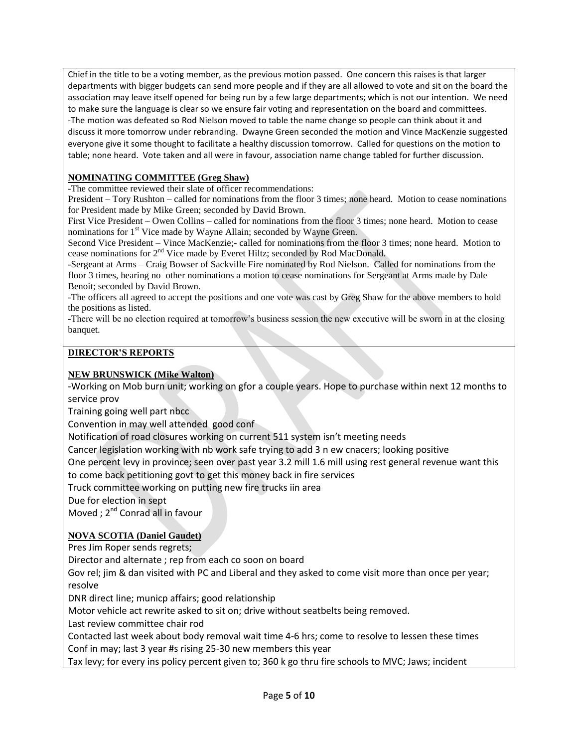Chief in the title to be a voting member, as the previous motion passed. One concern this raises is that larger departments with bigger budgets can send more people and if they are all allowed to vote and sit on the board the association may leave itself opened for being run by a few large departments; which is not our intention. We need to make sure the language is clear so we ensure fair voting and representation on the board and committees.
-The motion was defeated so Rod Nielson moved to table the name change so people can think about it and discuss it more tomorrow under rebranding. Dwayne Green seconded the motion and Vince MacKenzie suggested everyone give it some thought to facilitate a healthy discussion tomorrow. Called for questions on the motion to table; none heard. Vote taken and all were in favour, association name change tabled for further discussion.

**NOMINATING COMMITTEE (Greg Shaw)**

-The committee reviewed their slate of officer recommendations:
President – Tory Rushton – called for nominations from the floor 3 times; none heard. Motion to cease nominations for President made by Mike Green; seconded by David Brown.
First Vice President – Owen Collins – called for nominations from the floor 3 times; none heard. Motion to cease nominations for 1st Vice made by Wayne Allain; seconded by Wayne Green.
Second Vice President – Vince MacKenzie;- called for nominations from the floor 3 times; none heard. Motion to cease nominations for 2nd Vice made by Everet Hiltz; seconded by Rod MacDonald.
-Sergeant at Arms – Craig Bowser of Sackville Fire nominated by Rod Nielson. Called for nominations from the floor 3 times, hearing no other nominations a motion to cease nominations for Sergeant at Arms made by Dale Benoit; seconded by David Brown.
-The officers all agreed to accept the positions and one vote was cast by Greg Shaw for the above members to hold the positions as listed.
-There will be no election required at tomorrow's business session the new executive will be sworn in at the closing banquet.

**DIRECTOR'S REPORTS**

**NEW BRUNSWICK (Mike Walton)**

-Working on Mob burn unit; working on gfor a couple years. Hope to purchase within next 12 months to service prov
Training going well part nbcc
Convention in may well attended good conf
Notification of road closures working on current 511 system isn't meeting needs
Cancer legislation working with nb work safe trying to add 3 n ew cnacers; looking positive
One percent levy in province; seen over past year 3.2 mill 1.6 mill using rest general revenue want this to come back petitioning govt to get this money back in fire services
Truck committee working on putting new fire trucks iin area
Due for election in sept
Moved ; 2nd Conrad all in favour

**NOVA SCOTIA (Daniel Gaudet)**

Pres Jim Roper sends regrets;
Director and alternate ; rep from each co soon on board
Gov rel; jim & dan visited with PC and Liberal and they asked to come visit more than once per year; resolve
DNR direct line; municp affairs; good relationship
Motor vehicle act rewrite asked to sit on; drive without seatbelts being removed.
Last review committee chair rod
Contacted last week about body removal wait time 4-6 hrs; come to resolve to lessen these times
Conf in may; last 3 year #s rising 25-30 new members this year
Tax levy; for every ins policy percent given to; 360 k go thru fire schools to MVC; Jaws; incident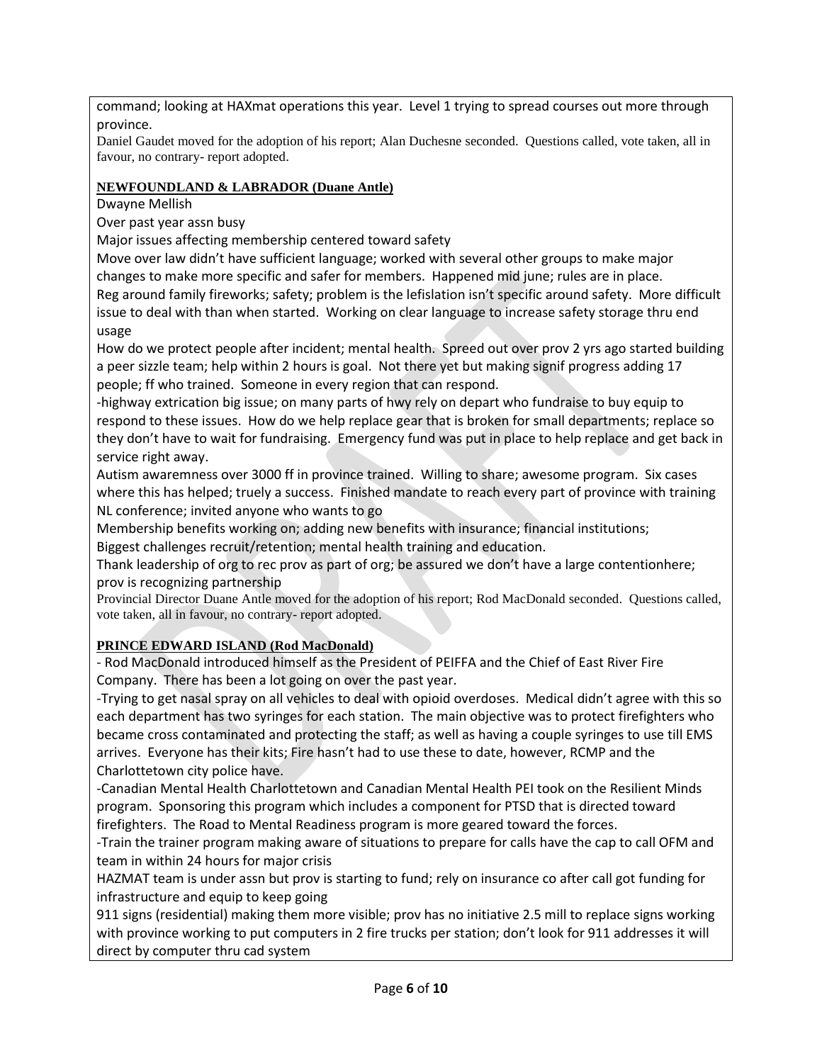command; looking at HAXmat operations this year. Level 1 trying to spread courses out more through province.

Daniel Gaudet moved for the adoption of his report; Alan Duchesne seconded. Questions called, vote taken, all in favour, no contrary- report adopted.

**NEWFOUNDLAND & LABRADOR (Duane Antle)**

Dwayne Mellish

Over past year assn busy

Major issues affecting membership centered toward safety

Move over law didn't have sufficient language; worked with several other groups to make major changes to make more specific and safer for members. Happened mid june; rules are in place.

Reg around family fireworks; safety; problem is the lefislation isn't specific around safety. More difficult issue to deal with than when started. Working on clear language to increase safety storage thru end usage

How do we protect people after incident; mental health. Spreed out over prov 2 yrs ago started building a peer sizzle team; help within 2 hours is goal. Not there yet but making signif progress adding 17 people; ff who trained. Someone in every region that can respond.

-highway extrication big issue; on many parts of hwy rely on depart who fundraise to buy equip to respond to these issues. How do we help replace gear that is broken for small departments; replace so they don't have to wait for fundraising. Emergency fund was put in place to help replace and get back in service right away.

Autism awaremness over 3000 ff in province trained. Willing to share; awesome program. Six cases where this has helped; truely a success. Finished mandate to reach every part of province with training

NL conference; invited anyone who wants to go

Membership benefits working on; adding new benefits with insurance; financial institutions;

Biggest challenges recruit/retention; mental health training and education.

Thank leadership of org to rec prov as part of org; be assured we don't have a large contentionhere; prov is recognizing partnership

Provincial Director Duane Antle moved for the adoption of his report; Rod MacDonald seconded. Questions called, vote taken, all in favour, no contrary- report adopted.

**PRINCE EDWARD ISLAND (Rod MacDonald)**

- Rod MacDonald introduced himself as the President of PEIFFA and the Chief of East River Fire Company. There has been a lot going on over the past year.

-Trying to get nasal spray on all vehicles to deal with opioid overdoses. Medical didn't agree with this so each department has two syringes for each station. The main objective was to protect firefighters who became cross contaminated and protecting the staff; as well as having a couple syringes to use till EMS arrives. Everyone has their kits; Fire hasn't had to use these to date, however, RCMP and the Charlottetown city police have.

-Canadian Mental Health Charlottetown and Canadian Mental Health PEI took on the Resilient Minds program. Sponsoring this program which includes a component for PTSD that is directed toward firefighters. The Road to Mental Readiness program is more geared toward the forces.

-Train the trainer program making aware of situations to prepare for calls have the cap to call OFM and team in within 24 hours for major crisis

HAZMAT team is under assn but prov is starting to fund; rely on insurance co after call got funding for infrastructure and equip to keep going

911 signs (residential) making them more visible; prov has no initiative 2.5 mill to replace signs working with province working to put computers in 2 fire trucks per station; don't look for 911 addresses it will direct by computer thru cad system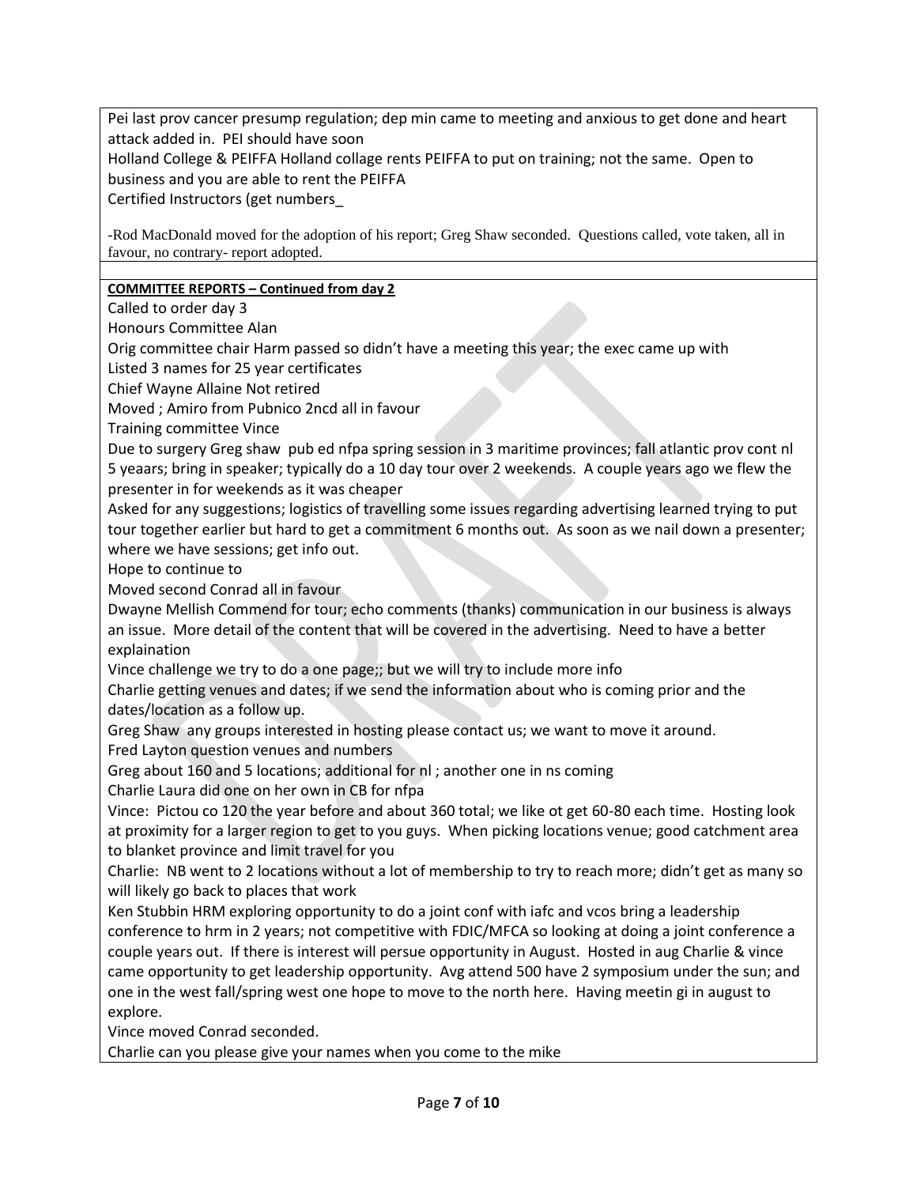Pei last prov cancer presump regulation; dep min came to meeting and anxious to get done and heart attack added in. PEI should have soon

Holland College & PEIFFA Holland collage rents PEIFFA to put on training; not the same. Open to business and you are able to rent the PEIFFA

Certified Instructors (get numbers_

-Rod MacDonald moved for the adoption of his report; Greg Shaw seconded. Questions called, vote taken, all in favour, no contrary- report adopted.

**COMMITTEE REPORTS – Continued from day 2**

Called to order day 3

Honours Committee Alan

Orig committee chair Harm passed so didn't have a meeting this year; the exec came up with

Listed 3 names for 25 year certificates

Chief Wayne Allaine Not retired

Moved ; Amiro from Pubnico 2ncd all in favour

Training committee Vince

Due to surgery Greg shaw pub ed nfpa spring session in 3 maritime provinces; fall atlantic prov cont nl 5 yeaars; bring in speaker; typically do a 10 day tour over 2 weekends. A couple years ago we flew the presenter in for weekends as it was cheaper

Asked for any suggestions; logistics of travelling some issues regarding advertising learned trying to put tour together earlier but hard to get a commitment 6 months out. As soon as we nail down a presenter; where we have sessions; get info out.

Hope to continue to

Moved second Conrad all in favour

Dwayne Mellish Commend for tour; echo comments (thanks) communication in our business is always an issue. More detail of the content that will be covered in the advertising. Need to have a better explaination

Vince challenge we try to do a one page;; but we will try to include more info

Charlie getting venues and dates; if we send the information about who is coming prior and the dates/location as a follow up.

Greg Shaw any groups interested in hosting please contact us; we want to move it around.

Fred Layton question venues and numbers

Greg about 160 and 5 locations; additional for nl ; another one in ns coming

Charlie Laura did one on her own in CB for nfpa

Vince: Pictou co 120 the year before and about 360 total; we like ot get 60-80 each time. Hosting look at proximity for a larger region to get to you guys. When picking locations venue; good catchment area to blanket province and limit travel for you

Charlie: NB went to 2 locations without a lot of membership to try to reach more; didn't get as many so will likely go back to places that work

Ken Stubbin HRM exploring opportunity to do a joint conf with iafc and vcos bring a leadership conference to hrm in 2 years; not competitive with FDIC/MFCA so looking at doing a joint conference a couple years out. If there is interest will persue opportunity in August. Hosted in aug Charlie & vince came opportunity to get leadership opportunity. Avg attend 500 have 2 symposium under the sun; and one in the west fall/spring west one hope to move to the north here. Having meetin gi in august to explore.

Vince moved Conrad seconded.

Charlie can you please give your names when you come to the mike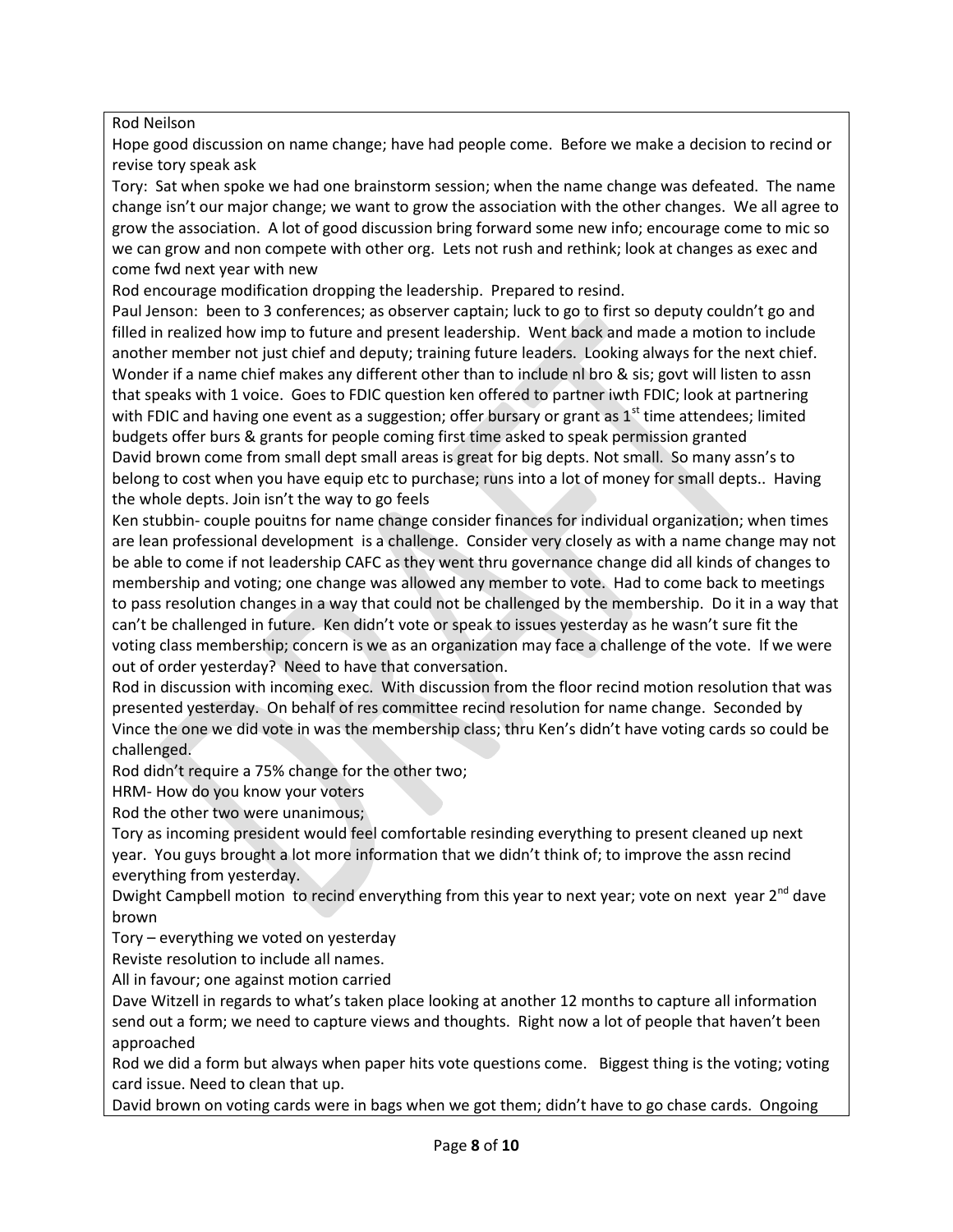Rod Neilson

Hope good discussion on name change; have had people come. Before we make a decision to recind or revise tory speak ask

Tory: Sat when spoke we had one brainstorm session; when the name change was defeated. The name change isn't our major change; we want to grow the association with the other changes. We all agree to grow the association. A lot of good discussion bring forward some new info; encourage come to mic so we can grow and non compete with other org. Lets not rush and rethink; look at changes as exec and come fwd next year with new

Rod encourage modification dropping the leadership. Prepared to resind.

Paul Jenson: been to 3 conferences; as observer captain; luck to go to first so deputy couldn't go and filled in realized how imp to future and present leadership. Went back and made a motion to include another member not just chief and deputy; training future leaders. Looking always for the next chief. Wonder if a name chief makes any different other than to include nl bro & sis; govt will listen to assn that speaks with 1 voice. Goes to FDIC question ken offered to partner iwth FDIC; look at partnering with FDIC and having one event as a suggestion; offer bursary or grant as 1st time attendees; limited budgets offer burs & grants for people coming first time asked to speak permission granted

David brown come from small dept small areas is great for big depts. Not small. So many assn's to belong to cost when you have equip etc to purchase; runs into a lot of money for small depts.. Having the whole depts. Join isn't the way to go feels

Ken stubbin- couple pouitns for name change consider finances for individual organization; when times are lean professional development is a challenge. Consider very closely as with a name change may not be able to come if not leadership CAFC as they went thru governance change did all kinds of changes to membership and voting; one change was allowed any member to vote. Had to come back to meetings to pass resolution changes in a way that could not be challenged by the membership. Do it in a way that can't be challenged in future. Ken didn't vote or speak to issues yesterday as he wasn't sure fit the voting class membership; concern is we as an organization may face a challenge of the vote. If we were out of order yesterday? Need to have that conversation.

Rod in discussion with incoming exec. With discussion from the floor recind motion resolution that was presented yesterday. On behalf of res committee recind resolution for name change. Seconded by Vince the one we did vote in was the membership class; thru Ken's didn't have voting cards so could be challenged.

Rod didn't require a 75% change for the other two;

HRM- How do you know your voters

Rod the other two were unanimous;

Tory as incoming president would feel comfortable resinding everything to present cleaned up next year. You guys brought a lot more information that we didn't think of; to improve the assn recind everything from yesterday.

Dwight Campbell motion to recind enverything from this year to next year; vote on next year 2nd dave brown

Tory – everything we voted on yesterday

Reviste resolution to include all names.

All in favour; one against motion carried

Dave Witzell in regards to what's taken place looking at another 12 months to capture all information send out a form; we need to capture views and thoughts. Right now a lot of people that haven't been approached

Rod we did a form but always when paper hits vote questions come. Biggest thing is the voting; voting card issue. Need to clean that up.

David brown on voting cards were in bags when we got them; didn't have to go chase cards. Ongoing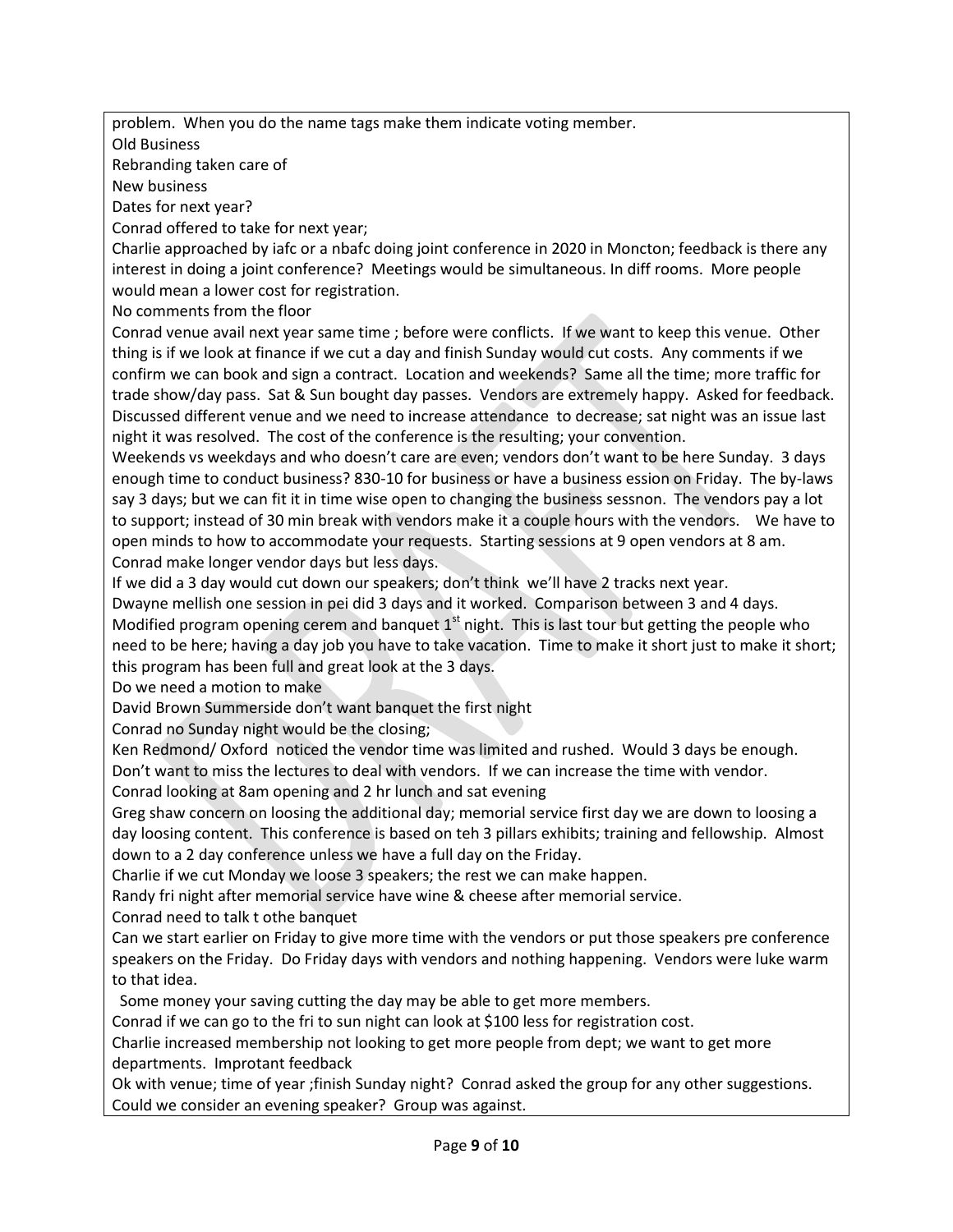problem. When you do the name tags make them indicate voting member.

Old Business

Rebranding taken care of

New business

Dates for next year?

Conrad offered to take for next year;

Charlie approached by iafc or a nbafc doing joint conference in 2020 in Moncton; feedback is there any interest in doing a joint conference? Meetings would be simultaneous. In diff rooms. More people would mean a lower cost for registration.

No comments from the floor

Conrad venue avail next year same time ; before were conflicts. If we want to keep this venue. Other thing is if we look at finance if we cut a day and finish Sunday would cut costs. Any comments if we confirm we can book and sign a contract. Location and weekends? Same all the time; more traffic for trade show/day pass. Sat & Sun bought day passes. Vendors are extremely happy. Asked for feedback. Discussed different venue and we need to increase attendance to decrease; sat night was an issue last night it was resolved. The cost of the conference is the resulting; your convention.

Weekends vs weekdays and who doesn't care are even; vendors don't want to be here Sunday. 3 days enough time to conduct business? 830-10 for business or have a business ession on Friday. The by-laws say 3 days; but we can fit it in time wise open to changing the business sessnon. The vendors pay a lot to support; instead of 30 min break with vendors make it a couple hours with the vendors. We have to open minds to how to accommodate your requests. Starting sessions at 9 open vendors at 8 am.

Conrad make longer vendor days but less days.

If we did a 3 day would cut down our speakers; don't think we'll have 2 tracks next year.

Dwayne mellish one session in pei did 3 days and it worked. Comparison between 3 and 4 days. Modified program opening cerem and banquet 1st night. This is last tour but getting the people who need to be here; having a day job you have to take vacation. Time to make it short just to make it short; this program has been full and great look at the 3 days.

Do we need a motion to make

David Brown Summerside don't want banquet the first night

Conrad no Sunday night would be the closing;

Ken Redmond/ Oxford noticed the vendor time was limited and rushed. Would 3 days be enough. Don't want to miss the lectures to deal with vendors. If we can increase the time with vendor.

Conrad looking at 8am opening and 2 hr lunch and sat evening

Greg shaw concern on loosing the additional day; memorial service first day we are down to loosing a day loosing content. This conference is based on teh 3 pillars exhibits; training and fellowship. Almost down to a 2 day conference unless we have a full day on the Friday.

Charlie if we cut Monday we loose 3 speakers; the rest we can make happen.

Randy fri night after memorial service have wine & cheese after memorial service.

Conrad need to talk t othe banquet

Can we start earlier on Friday to give more time with the vendors or put those speakers pre conference speakers on the Friday. Do Friday days with vendors and nothing happening. Vendors were luke warm to that idea.

Some money your saving cutting the day may be able to get more members.

Conrad if we can go to the fri to sun night can look at $100 less for registration cost.

Charlie increased membership not looking to get more people from dept; we want to get more departments. Improtant feedback

Ok with venue; time of year ;finish Sunday night? Conrad asked the group for any other suggestions. Could we consider an evening speaker? Group was against.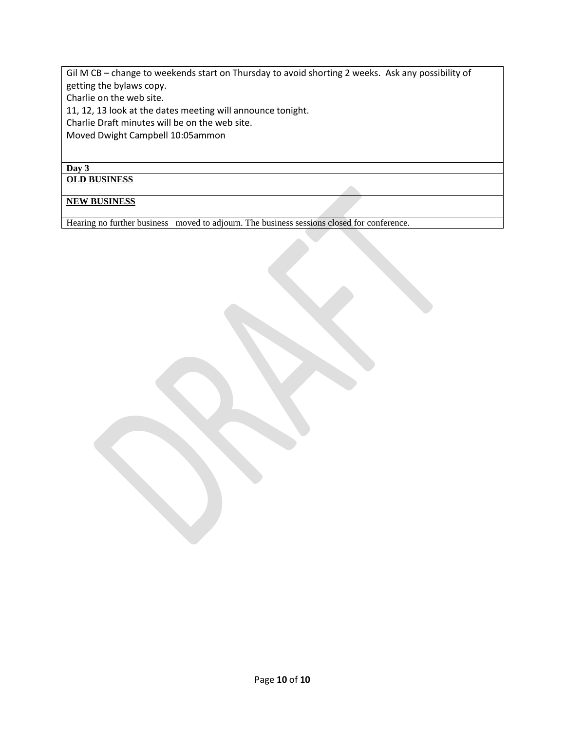Gil M CB – change to weekends start on Thursday to avoid shorting 2 weeks. Ask any possibility of getting the bylaws copy.
Charlie on the web site.
11, 12, 13 look at the dates meeting will announce tonight.
Charlie Draft minutes will be on the web site.
Moved Dwight Campbell 10:05ammon

**Day 3**

**OLD BUSINESS**

**NEW BUSINESS**

Hearing no further business moved to adjourn. The business sessions closed for conference.